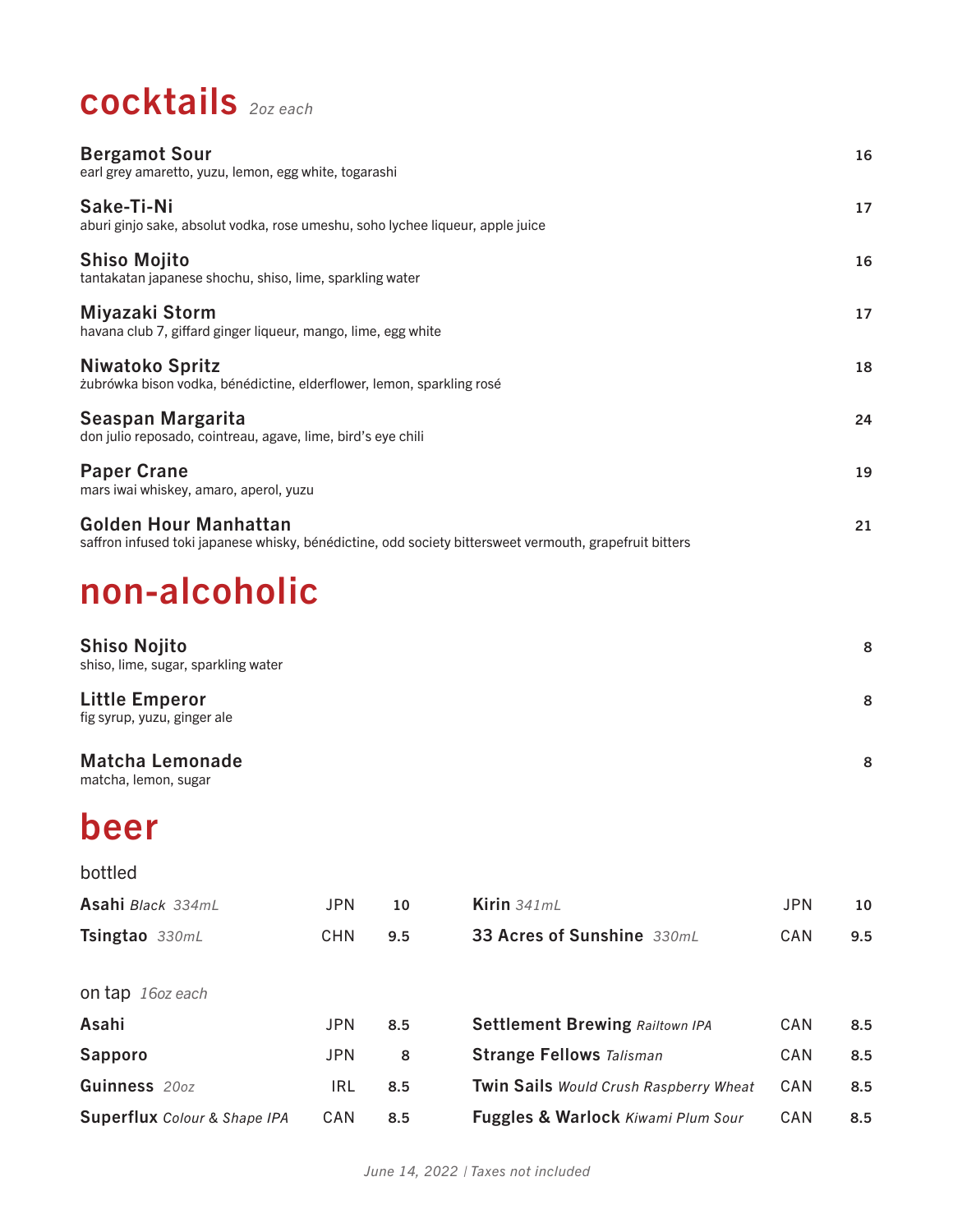# cocktails *2oz each*

| | |
|---|---|
| **Bergamot Sour**<br>earl grey amaretto, yuzu, lemon, egg white, togarashi | 16 |
| **Sake-Ti-Ni**<br>aburi ginjo sake, absolut vodka, rose umeshu, soho lychee liqueur, apple juice | 17 |
| **Shiso Mojito**<br>tantakatan japanese shochu, shiso, lime, sparkling water | 16 |
| **Miyazaki Storm**<br>havana club 7, giffard ginger liqueur, mango, lime, egg white | 17 |
| **Niwatoko Spritz**<br>żubrówka bison vodka, bénédictine, elderflower, lemon, sparkling rosé | 18 |
| **Seaspan Margarita**<br>don julio reposado, cointreau, agave, lime, bird's eye chili | 24 |
| **Paper Crane**<br>mars iwai whiskey, amaro, aperol, yuzu | 19 |
| **Golden Hour Manhattan**<br>saffron infused toki japanese whisky, bénédictine, odd society bittersweet vermouth, grapefruit bitters | 21 |

# non-alcoholic

| | |
|---|---|
| **Shiso Nojito**<br>shiso, lime, sugar, sparkling water | 8 |
| **Little Emperor**<br>fig syrup, yuzu, ginger ale | 8 |
| **Matcha Lemonade**<br>matcha, lemon, sugar | 8 |

# beer

## bottled

| Beer | Origin | Price |
|---|---|---|
| **Asahi** *Black 334mL* | JPN | 10 |
| **Tsingtao** *330mL* | CHN | 9.5 |
| **Kirin** *341mL* | JPN | 10 |
| **33 Acres of Sunshine** *330mL* | CAN | 9.5 |

## on tap *16oz each*

| Beer | Origin | Price |
|---|---|---|
| **Asahi** | JPN | 8.5 |
| **Sapporo** | JPN | 8 |
| **Guinness** *20oz* | IRL | 8.5 |
| **Superflux** *Colour & Shape IPA* | CAN | 8.5 |
| **Settlement Brewing** *Railtown IPA* | CAN | 8.5 |
| **Strange Fellows** *Talisman* | CAN | 8.5 |
| **Twin Sails** *Would Crush Raspberry Wheat* | CAN | 8.5 |
| **Fuggles & Warlock** *Kiwami Plum Sour* | CAN | 8.5 |

*June 14, 2022 | Taxes not included*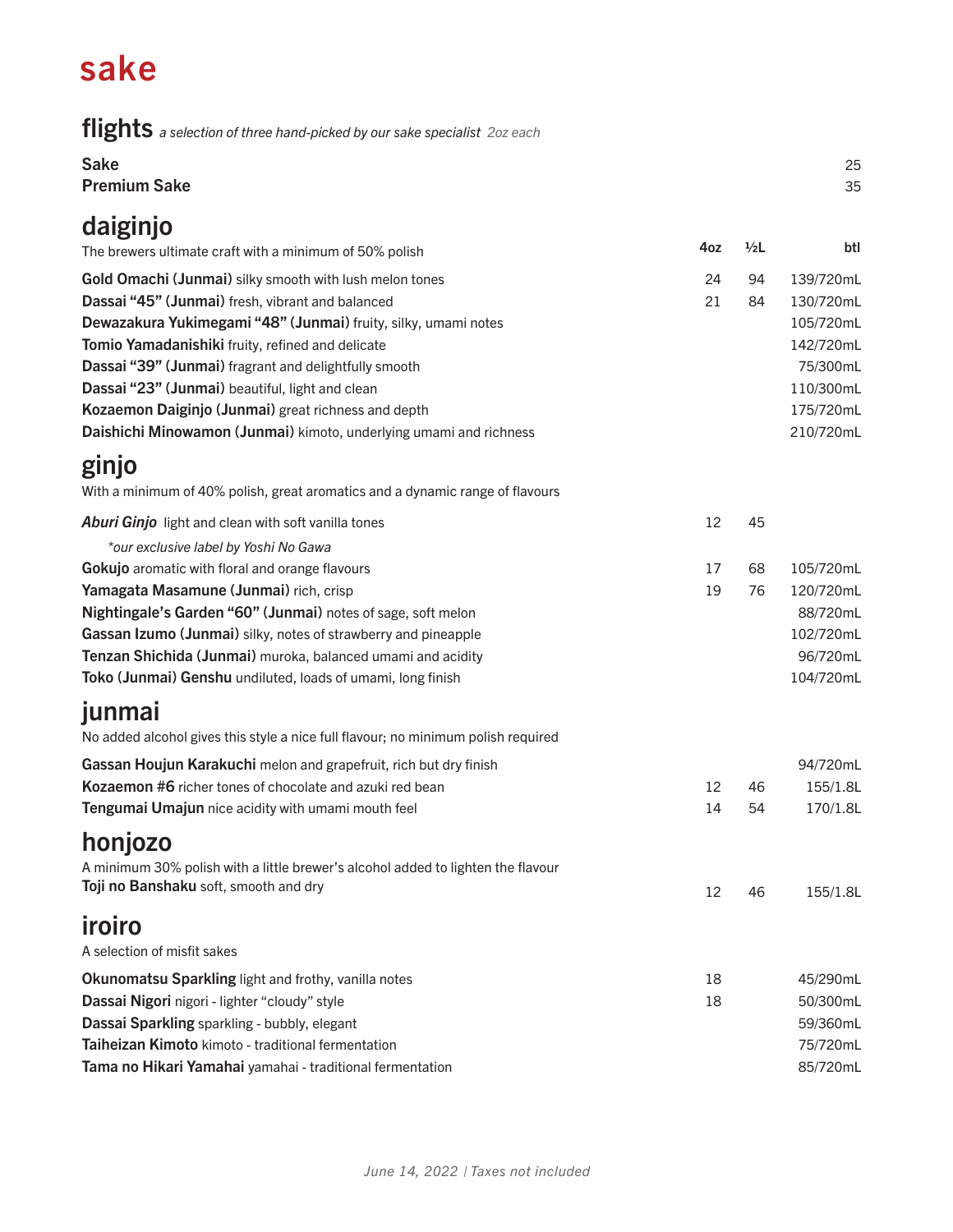# sake

## flights *a selection of three hand-picked by our sake specialist 2oz each*

| | |
|---|---|
| **Sake** | 25 |
| **Premium Sake** | 35 |

## daiginjo

The brewers ultimate craft with a minimum of 50% polish

| | 4oz | ½L | btl |
|---|---|---|---|
| **Gold Omachi (Junmai)** silky smooth with lush melon tones | 24 | 94 | 139/720mL |
| **Dassai "45" (Junmai)** fresh, vibrant and balanced | 21 | 84 | 130/720mL |
| **Dewazakura Yukimegami "48" (Junmai)** fruity, silky, umami notes | | | 105/720mL |
| **Tomio Yamadanishiki** fruity, refined and delicate | | | 142/720mL |
| **Dassai "39" (Junmai)** fragrant and delightfully smooth | | | 75/300mL |
| **Dassai "23" (Junmai)** beautiful, light and clean | | | 110/300mL |
| **Kozaemon Daiginjo (Junmai)** great richness and depth | | | 175/720mL |
| **Daishichi Minowamon (Junmai)** kimoto, underlying umami and richness | | | 210/720mL |

## ginjo

With a minimum of 40% polish, great aromatics and a dynamic range of flavours

| | 4oz | ½L | btl |
|---|---|---|---|
| ***Aburi Ginjo*** light and clean with soft vanilla tones<br>*\*our exclusive label by Yoshi No Gawa* | 12 | 45 | |
| **Gokujo** aromatic with floral and orange flavours | 17 | 68 | 105/720mL |
| **Yamagata Masamune (Junmai)** rich, crisp | 19 | 76 | 120/720mL |
| **Nightingale's Garden "60" (Junmai)** notes of sage, soft melon | | | 88/720mL |
| **Gassan Izumo (Junmai)** silky, notes of strawberry and pineapple | | | 102/720mL |
| **Tenzan Shichida (Junmai)** muroka, balanced umami and acidity | | | 96/720mL |
| **Toko (Junmai) Genshu** undiluted, loads of umami, long finish | | | 104/720mL |

## junmai

No added alcohol gives this style a nice full flavour; no minimum polish required

| | 4oz | ½L | btl |
|---|---|---|---|
| **Gassan Houjun Karakuchi** melon and grapefruit, rich but dry finish | | | 94/720mL |
| **Kozaemon #6** richer tones of chocolate and azuki red bean | 12 | 46 | 155/1.8L |
| **Tengumai Umajun** nice acidity with umami mouth feel | 14 | 54 | 170/1.8L |

## honjozo

A minimum 30% polish with a little brewer's alcohol added to lighten the flavour

| | 4oz | ½L | btl |
|---|---|---|---|
| **Toji no Banshaku** soft, smooth and dry | 12 | 46 | 155/1.8L |

## iroiro

A selection of misfit sakes

| | 4oz | ½L | btl |
|---|---|---|---|
| **Okunomatsu Sparkling** light and frothy, vanilla notes | 18 | | 45/290mL |
| **Dassai Nigori** nigori - lighter "cloudy" style | 18 | | 50/300mL |
| **Dassai Sparkling** sparkling - bubbly, elegant | | | 59/360mL |
| **Taiheizan Kimoto** kimoto - traditional fermentation | | | 75/720mL |
| **Tama no Hikari Yamahai** yamahai - traditional fermentation | | | 85/720mL |

*June 14, 2022 | Taxes not included*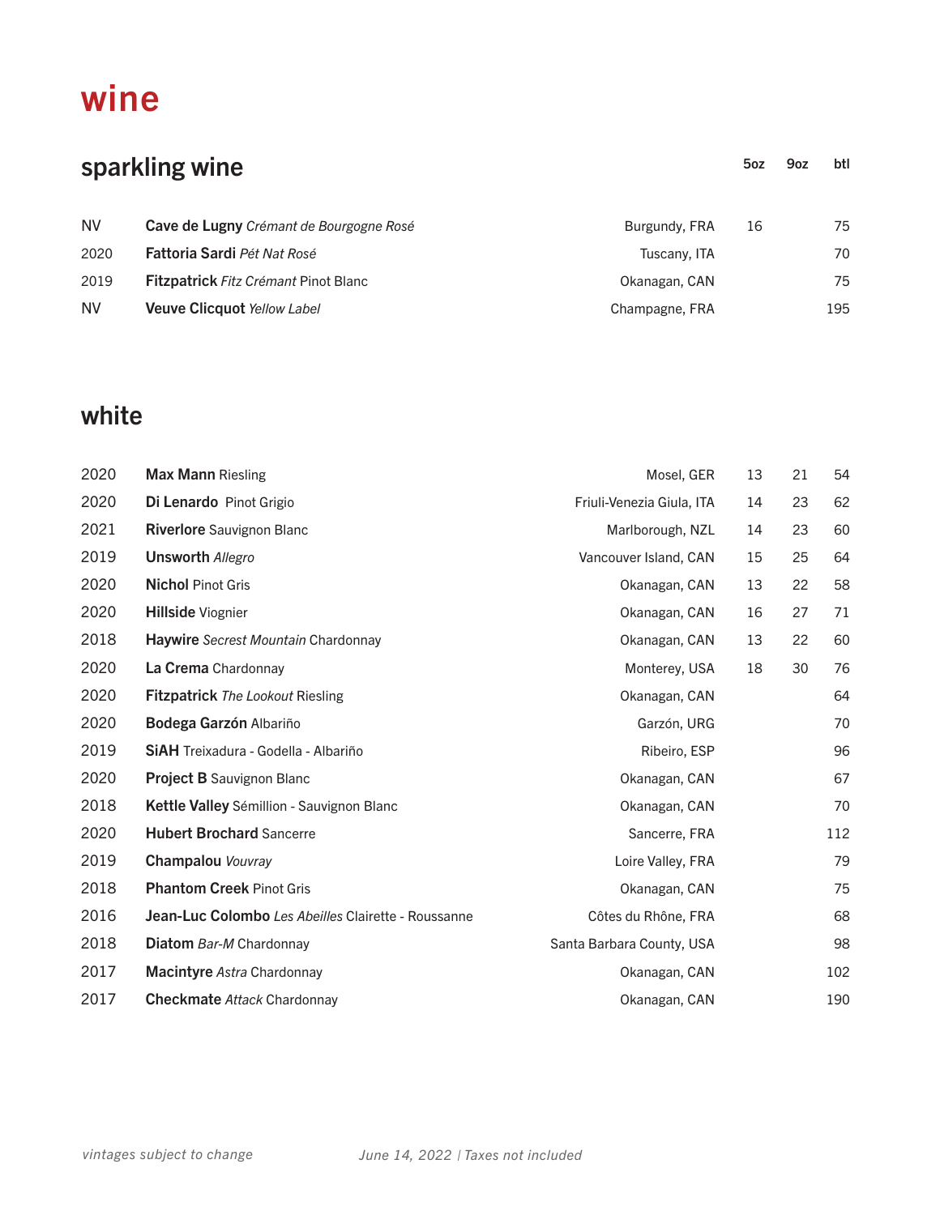# wine

## sparkling wine

| | | | 5oz | 9oz | btl |
|---|---|---|---|---|---|
| NV | **Cave de Lugny** *Crémant de Bourgogne Rosé* | Burgundy, FRA | 16 | | 75 |
| 2020 | **Fattoria Sardi** *Pét Nat Rosé* | Tuscany, ITA | | | 70 |
| 2019 | **Fitzpatrick** *Fitz Crémant* Pinot Blanc | Okanagan, CAN | | | 75 |
| NV | **Veuve Clicquot** *Yellow Label* | Champagne, FRA | | | 195 |

## white

| | | | 5oz | 9oz | btl |
|---|---|---|---|---|---|
| 2020 | **Max Mann** Riesling | Mosel, GER | 13 | 21 | 54 |
| 2020 | **Di Lenardo** Pinot Grigio | Friuli-Venezia Giula, ITA | 14 | 23 | 62 |
| 2021 | **Riverlore** Sauvignon Blanc | Marlborough, NZL | 14 | 23 | 60 |
| 2019 | **Unsworth** *Allegro* | Vancouver Island, CAN | 15 | 25 | 64 |
| 2020 | **Nichol** Pinot Gris | Okanagan, CAN | 13 | 22 | 58 |
| 2020 | **Hillside** Viognier | Okanagan, CAN | 16 | 27 | 71 |
| 2018 | **Haywire** *Secrest Mountain* Chardonnay | Okanagan, CAN | 13 | 22 | 60 |
| 2020 | **La Crema** Chardonnay | Monterey, USA | 18 | 30 | 76 |
| 2020 | **Fitzpatrick** *The Lookout* Riesling | Okanagan, CAN | | | 64 |
| 2020 | **Bodega Garzón** Albariño | Garzón, URG | | | 70 |
| 2019 | **SiAH** Treixadura - Godella - Albariño | Ribeiro, ESP | | | 96 |
| 2020 | **Project B** Sauvignon Blanc | Okanagan, CAN | | | 67 |
| 2018 | **Kettle Valley** Sémillion - Sauvignon Blanc | Okanagan, CAN | | | 70 |
| 2020 | **Hubert Brochard** Sancerre | Sancerre, FRA | | | 112 |
| 2019 | **Champalou** *Vouvray* | Loire Valley, FRA | | | 79 |
| 2018 | **Phantom Creek** Pinot Gris | Okanagan, CAN | | | 75 |
| 2016 | **Jean-Luc Colombo** *Les Abeilles* Clairette - Roussanne | Côtes du Rhône, FRA | | | 68 |
| 2018 | **Diatom** *Bar-M* Chardonnay | Santa Barbara County, USA | | | 98 |
| 2017 | **Macintyre** *Astra* Chardonnay | Okanagan, CAN | | | 102 |
| 2017 | **Checkmate** *Attack* Chardonnay | Okanagan, CAN | | | 190 |

*vintages subject to change*

*June 14, 2022 | Taxes not included*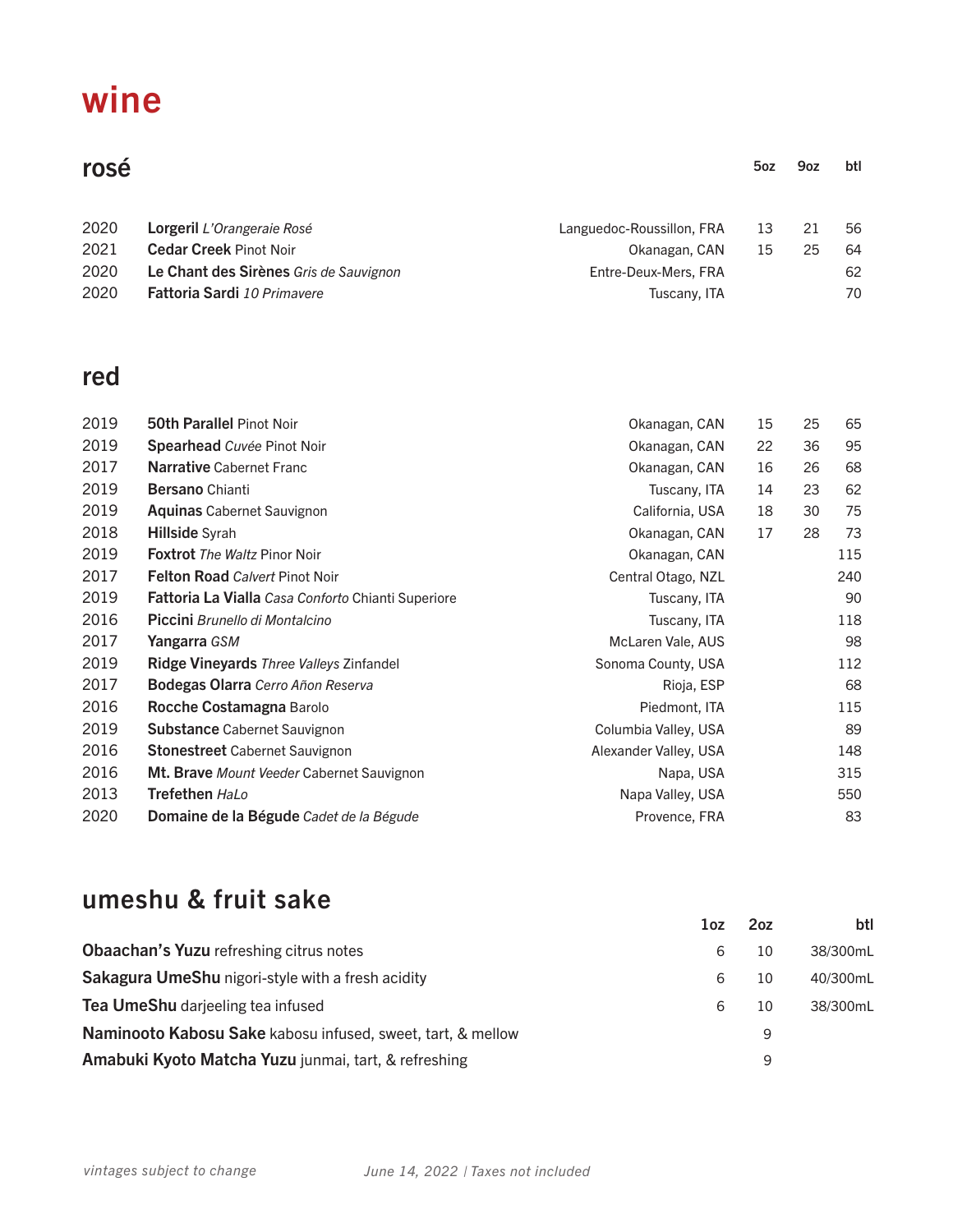# wine

## rosé

| | | | 5oz | 9oz | btl |
|---|---|---|---|---|---|
| 2020 | **Lorgeril** *L'Orangeraie Rosé* | Languedoc-Roussillon, FRA | 13 | 21 | 56 |
| 2021 | **Cedar Creek** Pinot Noir | Okanagan, CAN | 15 | 25 | 64 |
| 2020 | **Le Chant des Sirènes** *Gris de Sauvignon* | Entre-Deux-Mers, FRA | | | 62 |
| 2020 | **Fattoria Sardi** *10 Primavere* | Tuscany, ITA | | | 70 |

## red

| | | | 5oz | 9oz | btl |
|---|---|---|---|---|---|
| 2019 | **50th Parallel** Pinot Noir | Okanagan, CAN | 15 | 25 | 65 |
| 2019 | **Spearhead** *Cuvée* Pinot Noir | Okanagan, CAN | 22 | 36 | 95 |
| 2017 | **Narrative** Cabernet Franc | Okanagan, CAN | 16 | 26 | 68 |
| 2019 | **Bersano** Chianti | Tuscany, ITA | 14 | 23 | 62 |
| 2019 | **Aquinas** Cabernet Sauvignon | California, USA | 18 | 30 | 75 |
| 2018 | **Hillside** Syrah | Okanagan, CAN | 17 | 28 | 73 |
| 2019 | **Foxtrot** *The Waltz* Pinor Noir | Okanagan, CAN | | | 115 |
| 2017 | **Felton Road** *Calvert* Pinot Noir | Central Otago, NZL | | | 240 |
| 2019 | **Fattoria La Vialla** *Casa Conforto* Chianti Superiore | Tuscany, ITA | | | 90 |
| 2016 | **Piccini** *Brunello di Montalcino* | Tuscany, ITA | | | 118 |
| 2017 | **Yangarra** *GSM* | McLaren Vale, AUS | | | 98 |
| 2019 | **Ridge Vineyards** *Three Valleys* Zinfandel | Sonoma County, USA | | | 112 |
| 2017 | **Bodegas Olarra** *Cerro Añon Reserva* | Rioja, ESP | | | 68 |
| 2016 | **Rocche Costamagna** Barolo | Piedmont, ITA | | | 115 |
| 2019 | **Substance** Cabernet Sauvignon | Columbia Valley, USA | | | 89 |
| 2016 | **Stonestreet** Cabernet Sauvignon | Alexander Valley, USA | | | 148 |
| 2016 | **Mt. Brave** *Mount Veeder* Cabernet Sauvignon | Napa, USA | | | 315 |
| 2013 | **Trefethen** *HaLo* | Napa Valley, USA | | | 550 |
| 2020 | **Domaine de la Bégude** *Cadet de la Bégude* | Provence, FRA | | | 83 |

## umeshu & fruit sake

| | 1oz | 2oz | btl |
|---|---|---|---|
| **Obaachan's Yuzu** refreshing citrus notes | 6 | 10 | 38/300mL |
| **Sakagura UmeShu** nigori-style with a fresh acidity | 6 | 10 | 40/300mL |
| **Tea UmeShu** darjeeling tea infused | 6 | 10 | 38/300mL |
| **Naminooto Kabosu Sake** kabosu infused, sweet, tart, & mellow | | 9 | |
| **Amabuki Kyoto Matcha Yuzu** junmai, tart, & refreshing | | 9 | |

*vintages subject to change* *June 14, 2022 | Taxes not included*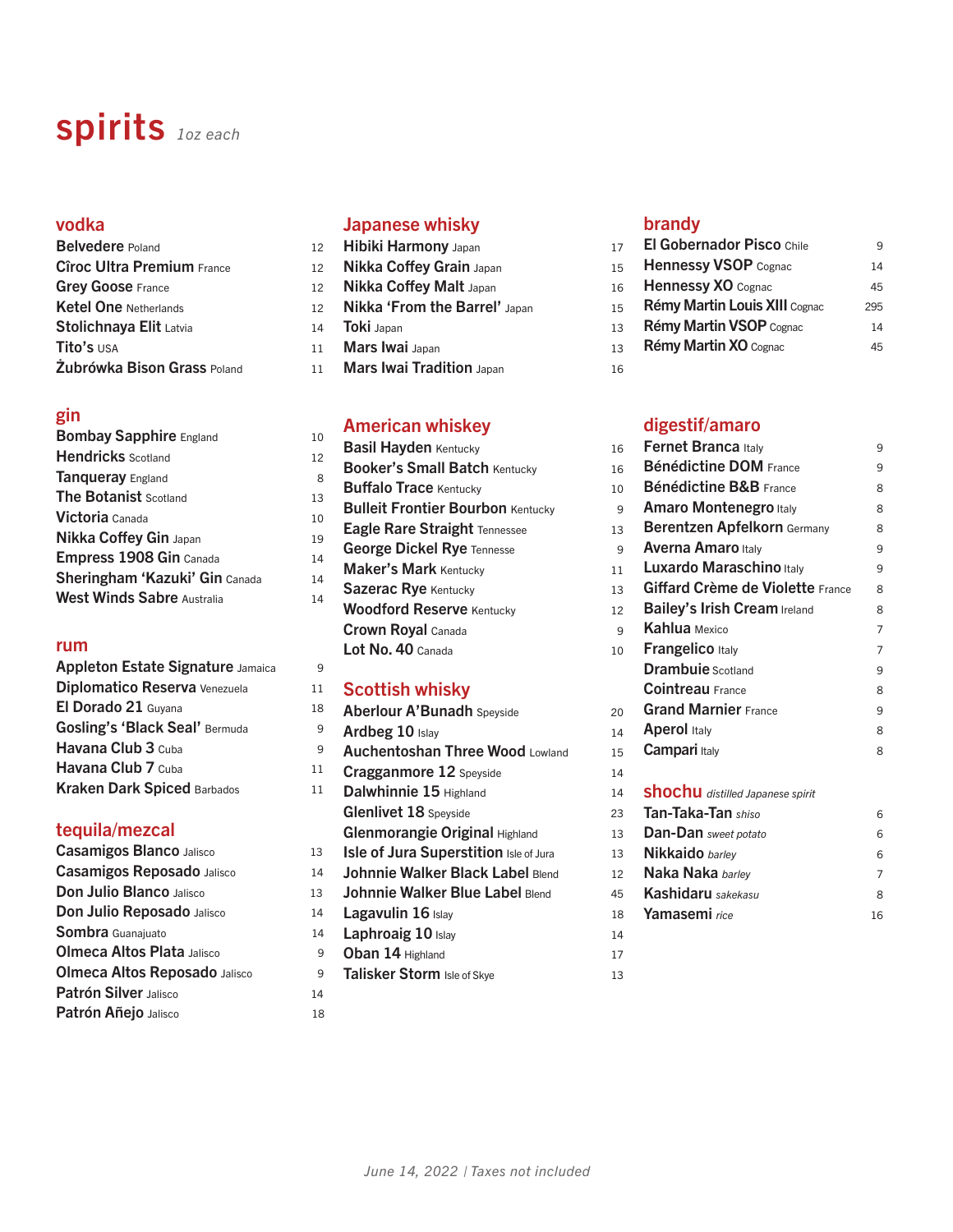# spirits *1oz each*

## vodka

| | |
|---|---|
| **Belvedere** Poland | 12 |
| **Cîroc Ultra Premium** France | 12 |
| **Grey Goose** France | 12 |
| **Ketel One** Netherlands | 12 |
| **Stolichnaya Elit** Latvia | 14 |
| **Tito's** USA | 11 |
| **Żubrówka Bison Grass** Poland | 11 |

## gin

| | |
|---|---|
| **Bombay Sapphire** England | 10 |
| **Hendricks** Scotland | 12 |
| **Tanqueray** England | 8 |
| **The Botanist** Scotland | 13 |
| **Victoria** Canada | 10 |
| **Nikka Coffey Gin** Japan | 19 |
| **Empress 1908 Gin** Canada | 14 |
| **Sheringham 'Kazuki' Gin** Canada | 14 |
| **West Winds Sabre** Australia | 14 |

## rum

| | |
|---|---|
| **Appleton Estate Signature** Jamaica | 9 |
| **Diplomatico Reserva** Venezuela | 11 |
| **El Dorado 21** Guyana | 18 |
| **Gosling's 'Black Seal'** Bermuda | 9 |
| **Havana Club 3** Cuba | 9 |
| **Havana Club 7** Cuba | 11 |
| **Kraken Dark Spiced** Barbados | 11 |

## tequila/mezcal

| | |
|---|---|
| **Casamigos Blanco** Jalisco | 13 |
| **Casamigos Reposado** Jalisco | 14 |
| **Don Julio Blanco** Jalisco | 13 |
| **Don Julio Reposado** Jalisco | 14 |
| **Sombra** Guanajuato | 14 |
| **Olmeca Altos Plata** Jalisco | 9 |
| **Olmeca Altos Reposado** Jalisco | 9 |
| **Patrón Silver** Jalisco | 14 |
| **Patrón Añejo** Jalisco | 18 |

## Japanese whisky

| | |
|---|---|
| **Hibiki Harmony** Japan | 17 |
| **Nikka Coffey Grain** Japan | 15 |
| **Nikka Coffey Malt** Japan | 16 |
| **Nikka 'From the Barrel'** Japan | 15 |
| **Toki** Japan | 13 |
| **Mars Iwai** Japan | 13 |
| **Mars Iwai Tradition** Japan | 16 |

## American whiskey

| | |
|---|---|
| **Basil Hayden** Kentucky | 16 |
| **Booker's Small Batch** Kentucky | 16 |
| **Buffalo Trace** Kentucky | 10 |
| **Bulleit Frontier Bourbon** Kentucky | 9 |
| **Eagle Rare Straight** Tennessee | 13 |
| **George Dickel Rye** Tennesse | 9 |
| **Maker's Mark** Kentucky | 11 |
| **Sazerac Rye** Kentucky | 13 |
| **Woodford Reserve** Kentucky | 12 |
| **Crown Royal** Canada | 9 |
| **Lot No. 40** Canada | 10 |

## Scottish whisky

| | |
|---|---|
| **Aberlour A'Bunadh** Speyside | 20 |
| **Ardbeg 10** Islay | 14 |
| **Auchentoshan Three Wood** Lowland | 15 |
| **Cragganmore 12** Speyside | 14 |
| **Dalwhinnie 15** Highland | 14 |
| **Glenlivet 18** Speyside | 23 |
| **Glenmorangie Original** Highland | 13 |
| **Isle of Jura Superstition** Isle of Jura | 13 |
| **Johnnie Walker Black Label** Blend | 12 |
| **Johnnie Walker Blue Label** Blend | 45 |
| **Lagavulin 16** Islay | 18 |
| **Laphroaig 10** Islay | 14 |
| **Oban 14** Highland | 17 |
| **Talisker Storm** Isle of Skye | 13 |

## brandy

| | |
|---|---|
| **El Gobernador Pisco** Chile | 9 |
| **Hennessy VSOP** Cognac | 14 |
| **Hennessy XO** Cognac | 45 |
| **Rémy Martin Louis XIII** Cognac | 295 |
| **Rémy Martin VSOP** Cognac | 14 |
| **Rémy Martin XO** Cognac | 45 |

## digestif/amaro

| | |
|---|---|
| **Fernet Branca** Italy | 9 |
| **Bénédictine DOM** France | 9 |
| **Bénédictine B&B** France | 8 |
| **Amaro Montenegro** Italy | 8 |
| **Berentzen Apfelkorn** Germany | 8 |
| **Averna Amaro** Italy | 9 |
| **Luxardo Maraschino** Italy | 9 |
| **Giffard Crème de Violette** France | 8 |
| **Bailey's Irish Cream** Ireland | 8 |
| **Kahlua** Mexico | 7 |
| **Frangelico** Italy | 7 |
| **Drambuie** Scotland | 9 |
| **Cointreau** France | 8 |
| **Grand Marnier** France | 9 |
| **Aperol** Italy | 8 |
| **Campari** Italy | 8 |

## shochu *distilled Japanese spirit*

| | |
|---|---|
| **Tan-Taka-Tan** *shiso* | 6 |
| **Dan-Dan** *sweet potato* | 6 |
| **Nikkaido** *barley* | 6 |
| **Naka Naka** *barley* | 7 |
| **Kashidaru** *sakekasu* | 8 |
| **Yamasemi** *rice* | 16 |

*June 14, 2022 | Taxes not included*